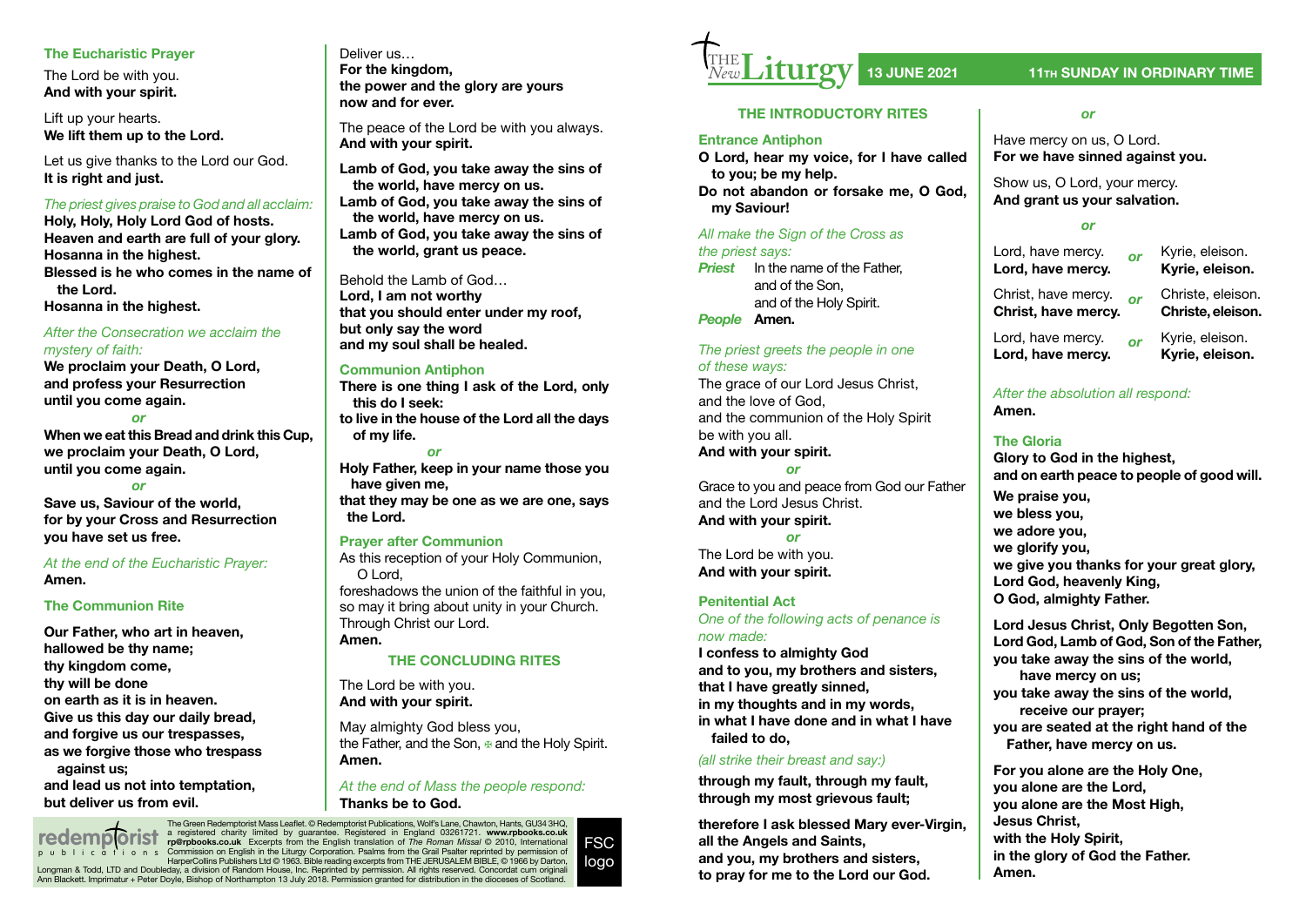# The New Liturgy

**13 JUNE 2021** — **11TH SUNDAY IN ORDINARY TIME**

## THE INTRODUCTORY RITES

### Entrance Antiphon

**O Lord, hear my voice, for I have called to you; be my help.**
**Do not abandon or forsake me, O God, my Saviour!**

*All make the Sign of the Cross as the priest says:*

***Priest*** In the name of the Father, and of the Son, and of the Holy Spirit.
***People*** **Amen.**

*The priest greets the people in one of these ways:*

The grace of our Lord Jesus Christ, and the love of God, and the communion of the Holy Spirit be with you all.
**And with your spirit.**

*or*

Grace to you and peace from God our Father and the Lord Jesus Christ.
**And with your spirit.**

*or*

The Lord be with you.
**And with your spirit.**

### Penitential Act

*One of the following acts of penance is now made:*

**I confess to almighty God**
**and to you, my brothers and sisters,**
**that I have greatly sinned,**
**in my thoughts and in my words,**
**in what I have done and in what I have failed to do,**

*(all strike their breast and say:)*

**through my fault, through my fault,**
**through my most grievous fault;**

**therefore I ask blessed Mary ever-Virgin,**
**all the Angels and Saints,**
**and you, my brothers and sisters,**
**to pray for me to the Lord our God.**

*or*

Have mercy on us, O Lord.
**For we have sinned against you.**

Show us, O Lord, your mercy.
**And grant us your salvation.**

*or*

Lord, have mercy. *or* Kyrie, eleison.
**Lord, have mercy.** **Kyrie, eleison.**

Christ, have mercy. *or* Christe, eleison.
**Christ, have mercy.** **Christe, eleison.**

Lord, have mercy. *or* Kyrie, eleison.
**Lord, have mercy.** **Kyrie, eleison.**

*After the absolution all respond:*
**Amen.**

### The Gloria

**Glory to God in the highest,**
**and on earth peace to people of good will.**

**We praise you,**
**we bless you,**
**we adore you,**
**we glorify you,**
**we give you thanks for your great glory,**
**Lord God, heavenly King,**
**O God, almighty Father.**

**Lord Jesus Christ, Only Begotten Son,**
**Lord God, Lamb of God, Son of the Father,**
**you take away the sins of the world,**
**have mercy on us;**
**you take away the sins of the world,**
**receive our prayer;**
**you are seated at the right hand of the Father, have mercy on us.**

**For you alone are the Holy One,**
**you alone are the Lord,**
**you alone are the Most High,**
**Jesus Christ,**
**with the Holy Spirit,**
**in the glory of God the Father.**
**Amen.**

### The Eucharistic Prayer

The Lord be with you.
**And with your spirit.**

Lift up your hearts.
**We lift them up to the Lord.**

Let us give thanks to the Lord our God.
**It is right and just.**

*The priest gives praise to God and all acclaim:*

**Holy, Holy, Holy Lord God of hosts.**
**Heaven and earth are full of your glory.**
**Hosanna in the highest.**
**Blessed is he who comes in the name of the Lord.**
**Hosanna in the highest.**

*After the Consecration we acclaim the mystery of faith:*

**We proclaim your Death, O Lord,**
**and profess your Resurrection**
**until you come again.**

*or*

**When we eat this Bread and drink this Cup,**
**we proclaim your Death, O Lord,**
**until you come again.**

*or*

**Save us, Saviour of the world,**
**for by your Cross and Resurrection**
**you have set us free.**

*At the end of the Eucharistic Prayer:*
**Amen.**

### The Communion Rite

**Our Father, who art in heaven,**
**hallowed be thy name;**
**thy kingdom come,**
**thy will be done**
**on earth as it is in heaven.**
**Give us this day our daily bread,**
**and forgive us our trespasses,**
**as we forgive those who trespass against us;**
**and lead us not into temptation,**
**but deliver us from evil.**

Deliver us…
**For the kingdom,**
**the power and the glory are yours**
**now and for ever.**

The peace of the Lord be with you always.
**And with your spirit.**

**Lamb of God, you take away the sins of the world, have mercy on us.**
**Lamb of God, you take away the sins of the world, have mercy on us.**
**Lamb of God, you take away the sins of the world, grant us peace.**

Behold the Lamb of God…
**Lord, I am not worthy**
**that you should enter under my roof,**
**but only say the word**
**and my soul shall be healed.**

### Communion Antiphon

**There is one thing I ask of the Lord, only this do I seek:**
**to live in the house of the Lord all the days of my life.**

*or*

**Holy Father, keep in your name those you have given me,**
**that they may be one as we are one, says the Lord.**

### Prayer after Communion

As this reception of your Holy Communion, O Lord,
foreshadows the union of the faithful in you,
so may it bring about unity in your Church.
Through Christ our Lord.
**Amen.**

## THE CONCLUDING RITES

The Lord be with you.
**And with your spirit.**

May almighty God bless you,
the Father, and the Son, ✠ and the Holy Spirit.
**Amen.**

*At the end of Mass the people respond:*
**Thanks be to God.**

redemptorist publications

The Green Redemptorist Mass Leaflet. © Redemptorist Publications, Wolf's Lane, Chawton, Hants, GU34 3HQ, a registered charity limited by guarantee. Registered in England 03261721. **www.rpbooks.co.uk rp@rpbooks.co.uk** Excerpts from the English translation of *The Roman Missal* © 2010, International Commission on English in the Liturgy Corporation. Psalms from the Grail Psalter reprinted by permission of HarperCollins Publishers Ltd © 1963. Bible reading excerpts from THE JERUSALEM BIBLE, © 1966 by Darton, Longman & Todd, LTD and Doubleday, a division of Random House, Inc. Reprinted by permission. All rights reserved. Concordat cum originali Ann Blackett. Imprimatur + Peter Doyle, Bishop of Northampton 13 July 2018. Permission granted for distribution in the dioceses of Scotland.

FSC logo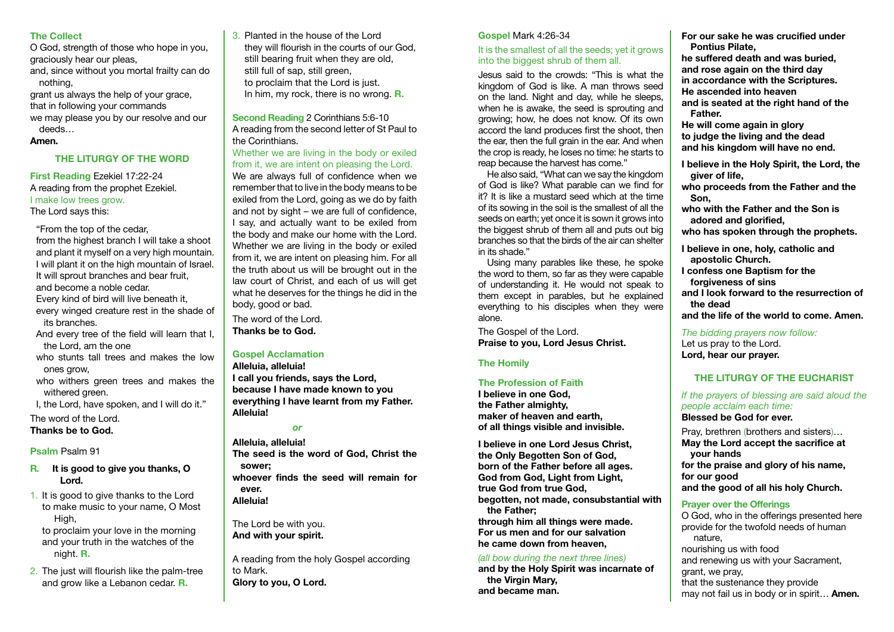**The Collect**

O God, strength of those who hope in you,
graciously hear our pleas,
and, since without you mortal frailty can do nothing,
grant us always the help of your grace,
that in following your commands
we may please you by our resolve and our deeds…
**Amen.**

## THE LITURGY OF THE WORD

**First Reading** Ezekiel 17:22-24
A reading from the prophet Ezekiel.
*I make low trees grow.*
The Lord says this:

"From the top of the cedar,
from the highest branch I will take a shoot
and plant it myself on a very high mountain.
I will plant it on the high mountain of Israel.
It will sprout branches and bear fruit,
and become a noble cedar.
Every kind of bird will live beneath it,
every winged creature rest in the shade of its branches.
And every tree of the field will learn that I, the Lord, am the one
who stunts tall trees and makes the low ones grow,
who withers green trees and makes the withered green.
I, the Lord, have spoken, and I will do it."

The word of the Lord.
**Thanks be to God.**

**Psalm** Psalm 91

**R. It is good to give you thanks, O Lord.**

1. It is good to give thanks to the Lord
to make music to your name, O Most High,
to proclaim your love in the morning
and your truth in the watches of the night. **R.**

2. The just will flourish like the palm-tree
and grow like a Lebanon cedar. **R.**

3. Planted in the house of the Lord
they will flourish in the courts of our God,
still bearing fruit when they are old,
still full of sap, still green,
to proclaim that the Lord is just.
In him, my rock, there is no wrong. **R.**

**Second Reading** 2 Corinthians 5:6-10
A reading from the second letter of St Paul to the Corinthians.
*Whether we are living in the body or exiled from it, we are intent on pleasing the Lord.*
We are always full of confidence when we remember that to live in the body means to be exiled from the Lord, going as we do by faith and not by sight – we are full of confidence, I say, and actually want to be exiled from the body and make our home with the Lord. Whether we are living in the body or exiled from it, we are intent on pleasing him. For all the truth about us will be brought out in the law court of Christ, and each of us will get what he deserves for the things he did in the body, good or bad.

The word of the Lord.
**Thanks be to God.**

**Gospel Acclamation**

**Alleluia, alleluia!**
**I call you friends, says the Lord,**
**because I have made known to you**
**everything I have learnt from my Father.**
**Alleluia!**

*or*

**Alleluia, alleluia!**
**The seed is the word of God, Christ the sower;**
**whoever finds the seed will remain for ever.**
**Alleluia!**

The Lord be with you.
**And with your spirit.**

A reading from the holy Gospel according to Mark.
**Glory to you, O Lord.**

**Gospel** Mark 4:26-34
*It is the smallest of all the seeds; yet it grows into the biggest shrub of them all.*
Jesus said to the crowds: "This is what the kingdom of God is like. A man throws seed on the land. Night and day, while he sleeps, when he is awake, the seed is sprouting and growing; how, he does not know. Of its own accord the land produces first the shoot, then the ear, then the full grain in the ear. And when the crop is ready, he loses no time: he starts to reap because the harvest has come."

He also said, "What can we say the kingdom of God is like? What parable can we find for it? It is like a mustard seed which at the time of its sowing in the soil is the smallest of all the seeds on earth; yet once it is sown it grows into the biggest shrub of them all and puts out big branches so that the birds of the air can shelter in its shade."

Using many parables like these, he spoke the word to them, so far as they were capable of understanding it. He would not speak to them except in parables, but he explained everything to his disciples when they were alone.

The Gospel of the Lord.
**Praise to you, Lord Jesus Christ.**

**The Homily**

**The Profession of Faith**

**I believe in one God,**
**the Father almighty,**
**maker of heaven and earth,**
**of all things visible and invisible.**

**I believe in one Lord Jesus Christ,**
**the Only Begotten Son of God,**
**born of the Father before all ages.**
**God from God, Light from Light,**
**true God from true God,**
**begotten, not made, consubstantial with the Father;**
**through him all things were made.**
**For us men and for our salvation**
**he came down from heaven,**

*(all bow during the next three lines)*
**and by the Holy Spirit was incarnate of the Virgin Mary,**
**and became man.**
**For our sake he was crucified under Pontius Pilate,**
**he suffered death and was buried,**
**and rose again on the third day**
**in accordance with the Scriptures.**
**He ascended into heaven**
**and is seated at the right hand of the Father.**
**He will come again in glory**
**to judge the living and the dead**
**and his kingdom will have no end.**

**I believe in the Holy Spirit, the Lord, the giver of life,**
**who proceeds from the Father and the Son,**
**who with the Father and the Son is adored and glorified,**
**who has spoken through the prophets.**

**I believe in one, holy, catholic and apostolic Church.**
**I confess one Baptism for the forgiveness of sins**
**and I look forward to the resurrection of the dead**
**and the life of the world to come. Amen.**

*The bidding prayers now follow:*
Let us pray to the Lord.
**Lord, hear our prayer.**

## THE LITURGY OF THE EUCHARIST

*If the prayers of blessing are said aloud the people acclaim each time:*
**Blessed be God for ever.**

Pray, brethren (brothers and sisters)…
**May the Lord accept the sacrifice at your hands**
**for the praise and glory of his name,**
**for our good**
**and the good of all his holy Church.**

**Prayer over the Offerings**

O God, who in the offerings presented here
provide for the twofold needs of human nature,
nourishing us with food
and renewing us with your Sacrament,
grant, we pray,
that the sustenance they provide
may not fail us in body or in spirit… **Amen.**